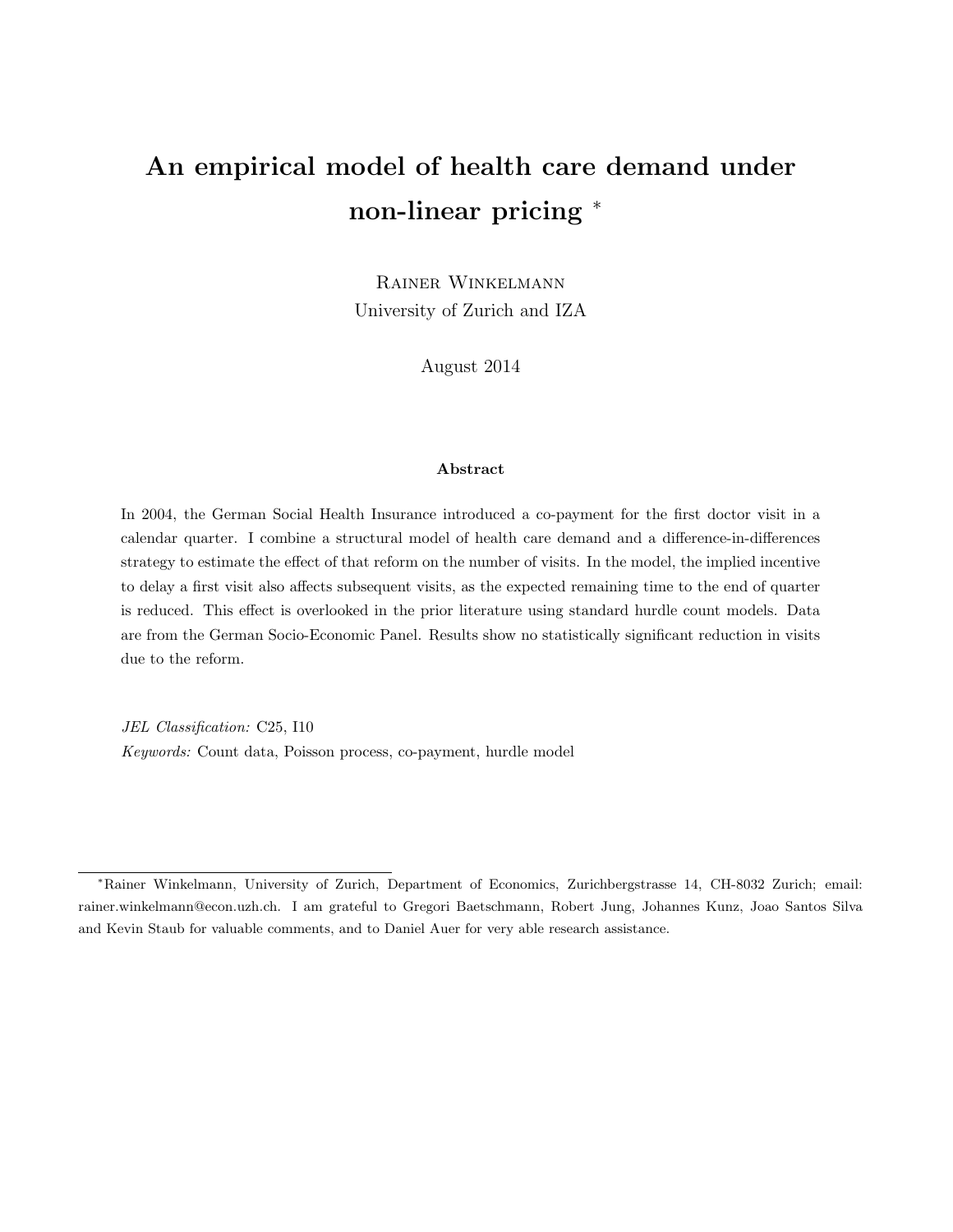# An empirical model of health care demand under non-linear pricing [*]

Rainer Winkelmann
University of Zurich and IZA

August 2014

**Abstract**

In 2004, the German Social Health Insurance introduced a co-payment for the first doctor visit in a calendar quarter. I combine a structural model of health care demand and a difference-in-differences strategy to estimate the effect of that reform on the number of visits. In the model, the implied incentive to delay a first visit also affects subsequent visits, as the expected remaining time to the end of quarter is reduced. This effect is overlooked in the prior literature using standard hurdle count models. Data are from the German Socio-Economic Panel. Results show no statistically significant reduction in visits due to the reform.

*JEL Classification:* C25, I10

*Keywords:* Count data, Poisson process, co-payment, hurdle model

---

[*] Rainer Winkelmann, University of Zurich, Department of Economics, Zurichbergstrasse 14, CH-8032 Zurich; email: rainer.winkelmann@econ.uzh.ch. I am grateful to Gregori Baetschmann, Robert Jung, Johannes Kunz, Joao Santos Silva and Kevin Staub for valuable comments, and to Daniel Auer for very able research assistance.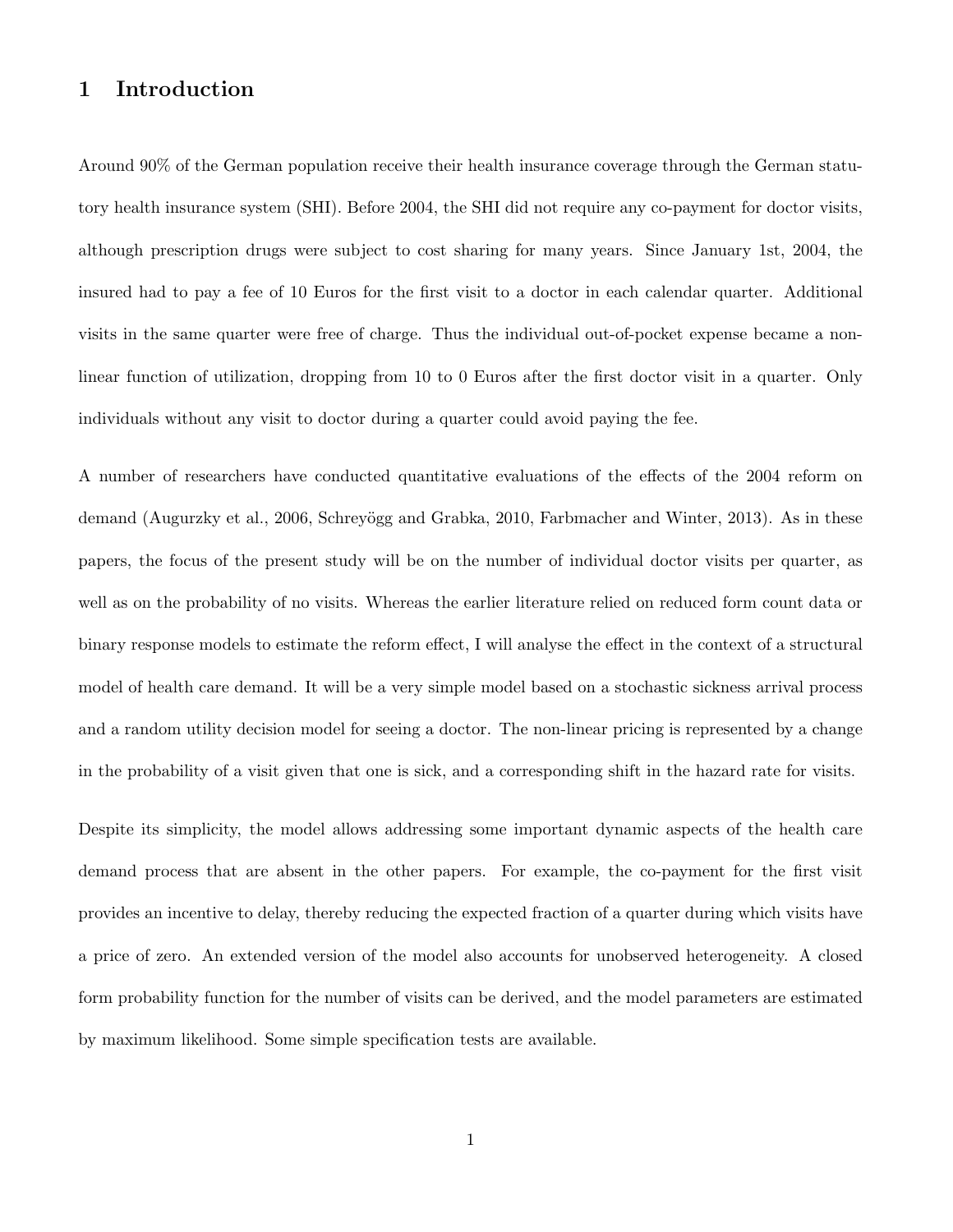# 1 Introduction

Around 90% of the German population receive their health insurance coverage through the German statutory health insurance system (SHI). Before 2004, the SHI did not require any co-payment for doctor visits, although prescription drugs were subject to cost sharing for many years. Since January 1st, 2004, the insured had to pay a fee of 10 Euros for the first visit to a doctor in each calendar quarter. Additional visits in the same quarter were free of charge. Thus the individual out-of-pocket expense became a non-linear function of utilization, dropping from 10 to 0 Euros after the first doctor visit in a quarter. Only individuals without any visit to doctor during a quarter could avoid paying the fee.

A number of researchers have conducted quantitative evaluations of the effects of the 2004 reform on demand (Augurzky et al., 2006, Schreyögg and Grabka, 2010, Farbmacher and Winter, 2013). As in these papers, the focus of the present study will be on the number of individual doctor visits per quarter, as well as on the probability of no visits. Whereas the earlier literature relied on reduced form count data or binary response models to estimate the reform effect, I will analyse the effect in the context of a structural model of health care demand. It will be a very simple model based on a stochastic sickness arrival process and a random utility decision model for seeing a doctor. The non-linear pricing is represented by a change in the probability of a visit given that one is sick, and a corresponding shift in the hazard rate for visits.

Despite its simplicity, the model allows addressing some important dynamic aspects of the health care demand process that are absent in the other papers. For example, the co-payment for the first visit provides an incentive to delay, thereby reducing the expected fraction of a quarter during which visits have a price of zero. An extended version of the model also accounts for unobserved heterogeneity. A closed form probability function for the number of visits can be derived, and the model parameters are estimated by maximum likelihood. Some simple specification tests are available.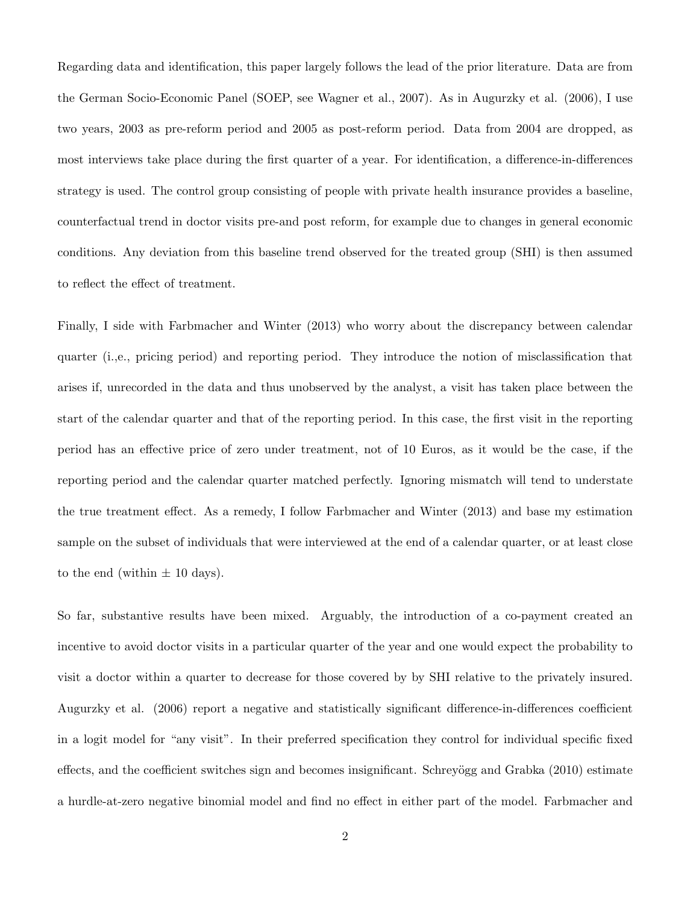Regarding data and identification, this paper largely follows the lead of the prior literature. Data are from the German Socio-Economic Panel (SOEP, see Wagner et al., 2007). As in Augurzky et al. (2006), I use two years, 2003 as pre-reform period and 2005 as post-reform period. Data from 2004 are dropped, as most interviews take place during the first quarter of a year. For identification, a difference-in-differences strategy is used. The control group consisting of people with private health insurance provides a baseline, counterfactual trend in doctor visits pre-and post reform, for example due to changes in general economic conditions. Any deviation from this baseline trend observed for the treated group (SHI) is then assumed to reflect the effect of treatment.

Finally, I side with Farbmacher and Winter (2013) who worry about the discrepancy between calendar quarter (i.,e., pricing period) and reporting period. They introduce the notion of misclassification that arises if, unrecorded in the data and thus unobserved by the analyst, a visit has taken place between the start of the calendar quarter and that of the reporting period. In this case, the first visit in the reporting period has an effective price of zero under treatment, not of 10 Euros, as it would be the case, if the reporting period and the calendar quarter matched perfectly. Ignoring mismatch will tend to understate the true treatment effect. As a remedy, I follow Farbmacher and Winter (2013) and base my estimation sample on the subset of individuals that were interviewed at the end of a calendar quarter, or at least close to the end (within $\pm$ 10 days).

So far, substantive results have been mixed. Arguably, the introduction of a co-payment created an incentive to avoid doctor visits in a particular quarter of the year and one would expect the probability to visit a doctor within a quarter to decrease for those covered by by SHI relative to the privately insured. Augurzky et al. (2006) report a negative and statistically significant difference-in-differences coefficient in a logit model for "any visit". In their preferred specification they control for individual specific fixed effects, and the coefficient switches sign and becomes insignificant. Schreyögg and Grabka (2010) estimate a hurdle-at-zero negative binomial model and find no effect in either part of the model. Farbmacher and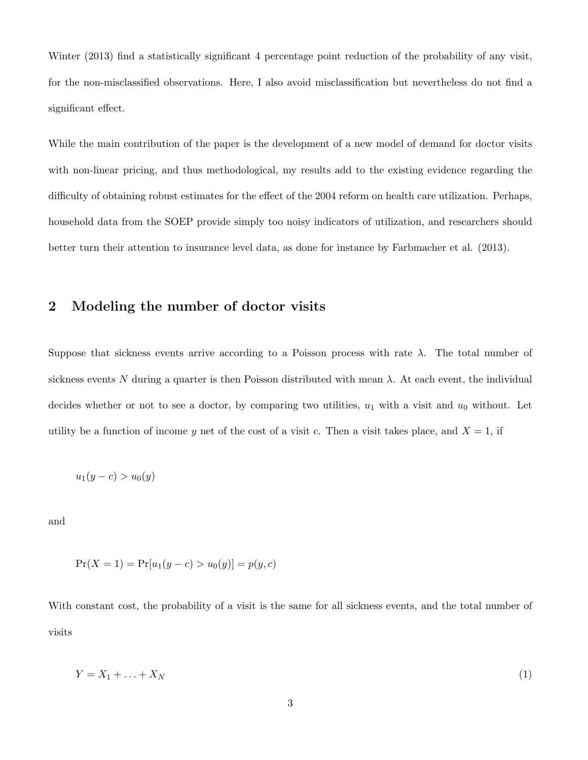Winter (2013) find a statistically significant 4 percentage point reduction of the probability of any visit, for the non-misclassified observations. Here, I also avoid misclassification but nevertheless do not find a significant effect.

While the main contribution of the paper is the development of a new model of demand for doctor visits with non-linear pricing, and thus methodological, my results add to the existing evidence regarding the difficulty of obtaining robust estimates for the effect of the 2004 reform on health care utilization. Perhaps, household data from the SOEP provide simply too noisy indicators of utilization, and researchers should better turn their attention to insurance level data, as done for instance by Farbmacher et al. (2013).

## 2 Modeling the number of doctor visits

Suppose that sickness events arrive according to a Poisson process with rate $\lambda$. The total number of sickness events $N$ during a quarter is then Poisson distributed with mean $\lambda$. At each event, the individual decides whether or not to see a doctor, by comparing two utilities, $u_1$ with a visit and $u_0$ without. Let utility be a function of income $y$ net of the cost of a visit $c$. Then a visit takes place, and $X = 1$, if

$$u_1(y - c) > u_0(y)$$

and

$$\Pr(X = 1) = \Pr[u_1(y - c) > u_0(y)] = p(y, c)$$

With constant cost, the probability of a visit is the same for all sickness events, and the total number of visits

$$Y = X_1 + \ldots + X_N \tag{1}$$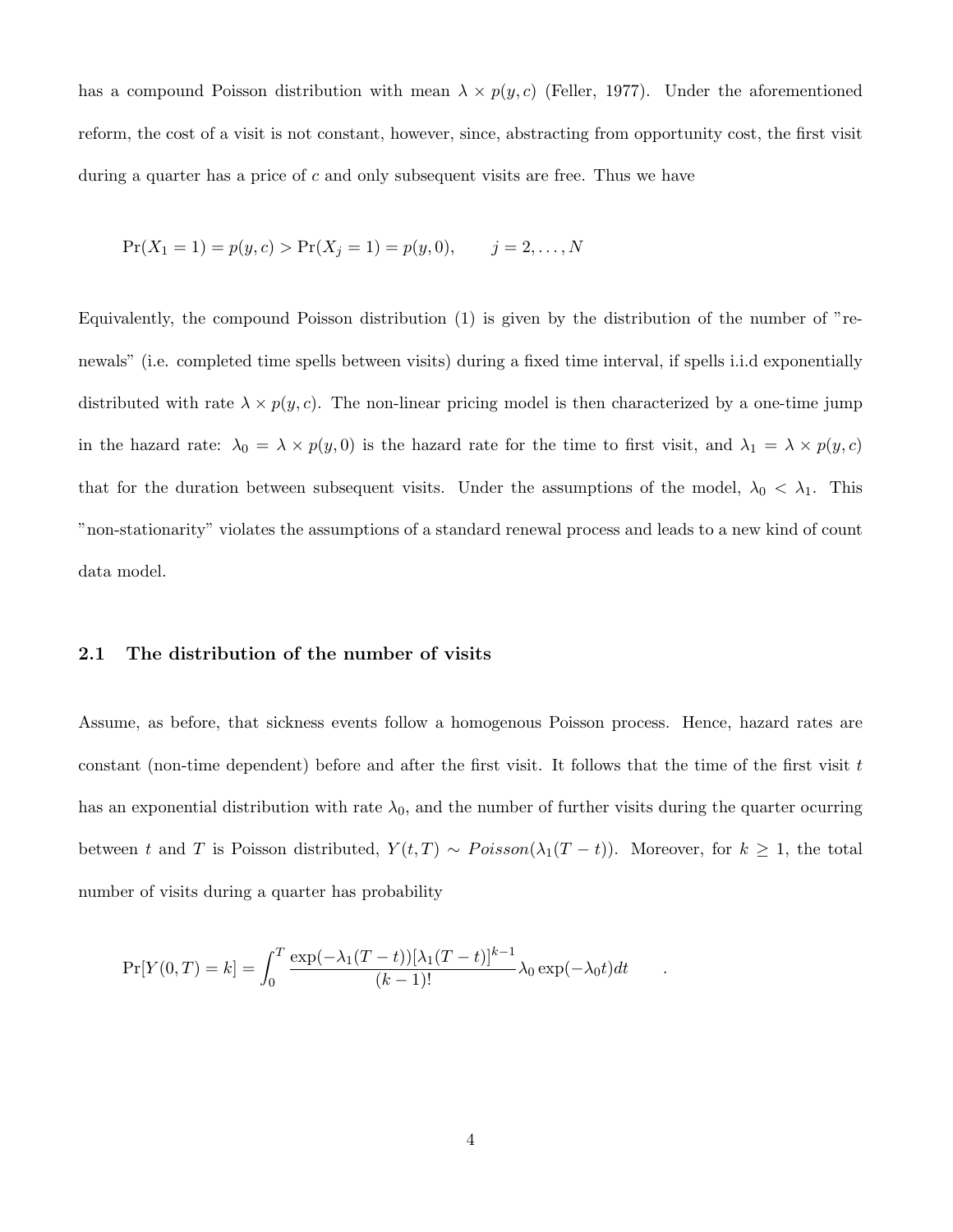has a compound Poisson distribution with mean $\lambda \times p(y, c)$ (Feller, 1977). Under the aforementioned reform, the cost of a visit is not constant, however, since, abstracting from opportunity cost, the first visit during a quarter has a price of $c$ and only subsequent visits are free. Thus we have

$$\Pr(X_1 = 1) = p(y, c) > \Pr(X_j = 1) = p(y, 0), \qquad j = 2, \ldots, N$$

Equivalently, the compound Poisson distribution (1) is given by the distribution of the number of "renewals" (i.e. completed time spells between visits) during a fixed time interval, if spells i.i.d exponentially distributed with rate $\lambda \times p(y, c)$. The non-linear pricing model is then characterized by a one-time jump in the hazard rate: $\lambda_0 = \lambda \times p(y, 0)$ is the hazard rate for the time to first visit, and $\lambda_1 = \lambda \times p(y, c)$ that for the duration between subsequent visits. Under the assumptions of the model, $\lambda_0 < \lambda_1$. This "non-stationarity" violates the assumptions of a standard renewal process and leads to a new kind of count data model.

### 2.1 The distribution of the number of visits

Assume, as before, that sickness events follow a homogenous Poisson process. Hence, hazard rates are constant (non-time dependent) before and after the first visit. It follows that the time of the first visit $t$ has an exponential distribution with rate $\lambda_0$, and the number of further visits during the quarter ocurring between $t$ and $T$ is Poisson distributed, $Y(t, T) \sim Poisson(\lambda_1(T - t))$. Moreover, for $k \geq 1$, the total number of visits during a quarter has probability

$$\Pr[Y(0, T) = k] = \int_0^T \frac{\exp(-\lambda_1(T - t))[\lambda_1(T - t)]^{k-1}}{(k - 1)!} \lambda_0 \exp(-\lambda_0 t) dt \qquad .$$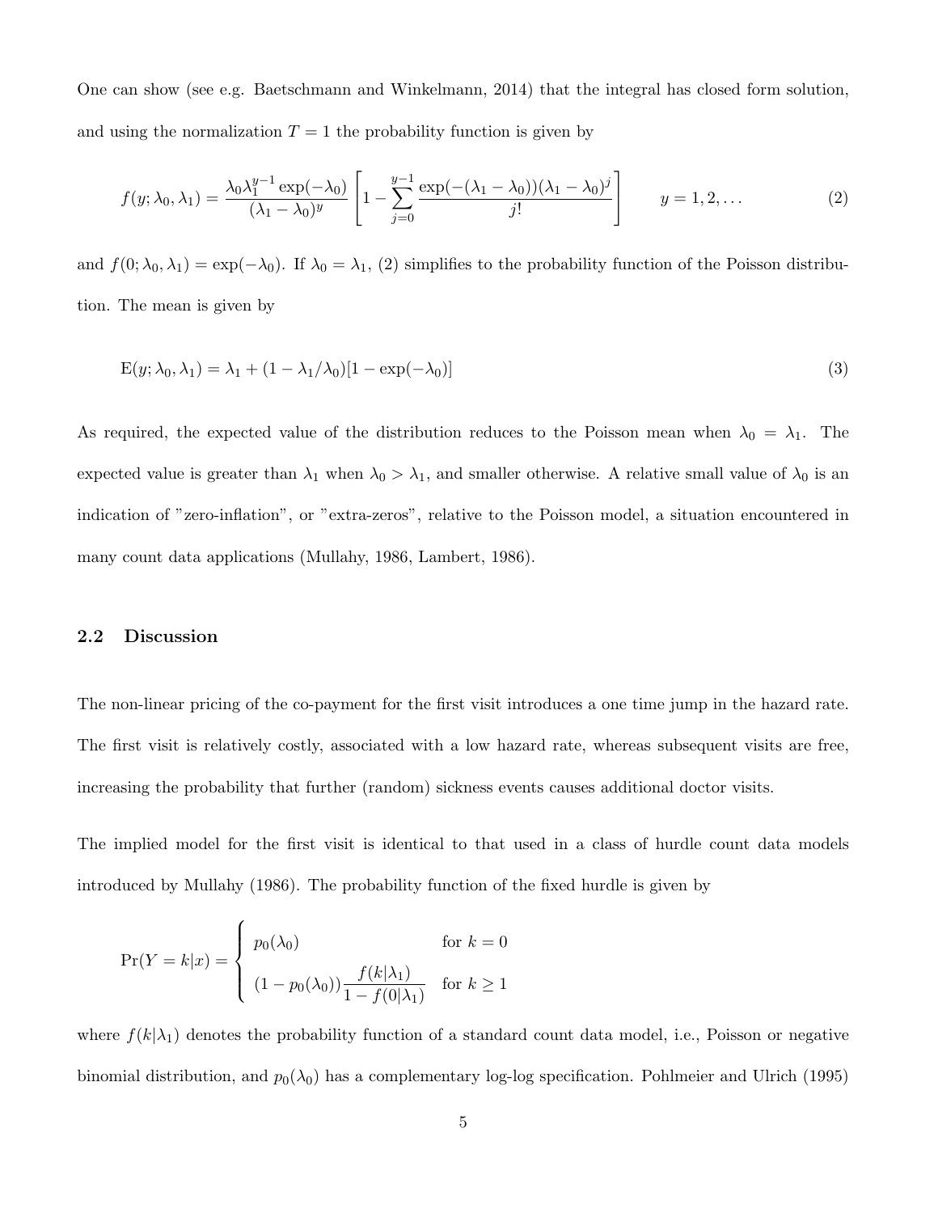One can show (see e.g. Baetschmann and Winkelmann, 2014) that the integral has closed form solution, and using the normalization $T = 1$ the probability function is given by

$$f(y; \lambda_0, \lambda_1) = \frac{\lambda_0 \lambda_1^{y-1} \exp(-\lambda_0)}{(\lambda_1 - \lambda_0)^y} \left[ 1 - \sum_{j=0}^{y-1} \frac{\exp(-(\lambda_1 - \lambda_0))(\lambda_1 - \lambda_0)^j}{j!} \right] \qquad y = 1, 2, \ldots \tag{2}$$

and $f(0; \lambda_0, \lambda_1) = \exp(-\lambda_0)$. If $\lambda_0 = \lambda_1$, (2) simplifies to the probability function of the Poisson distribution. The mean is given by

$$\mathrm{E}(y; \lambda_0, \lambda_1) = \lambda_1 + (1 - \lambda_1/\lambda_0)[1 - \exp(-\lambda_0)] \tag{3}$$

As required, the expected value of the distribution reduces to the Poisson mean when $\lambda_0 = \lambda_1$. The expected value is greater than $\lambda_1$ when $\lambda_0 > \lambda_1$, and smaller otherwise. A relative small value of $\lambda_0$ is an indication of "zero-inflation", or "extra-zeros", relative to the Poisson model, a situation encountered in many count data applications (Mullahy, 1986, Lambert, 1986).

## 2.2 Discussion

The non-linear pricing of the co-payment for the first visit introduces a one time jump in the hazard rate. The first visit is relatively costly, associated with a low hazard rate, whereas subsequent visits are free, increasing the probability that further (random) sickness events causes additional doctor visits.

The implied model for the first visit is identical to that used in a class of hurdle count data models introduced by Mullahy (1986). The probability function of the fixed hurdle is given by

$$\Pr(Y = k|x) = \begin{cases} p_0(\lambda_0) & \text{for } k = 0 \\ (1 - p_0(\lambda_0)) \dfrac{f(k|\lambda_1)}{1 - f(0|\lambda_1)} & \text{for } k \geq 1 \end{cases}$$

where $f(k|\lambda_1)$ denotes the probability function of a standard count data model, i.e., Poisson or negative binomial distribution, and $p_0(\lambda_0)$ has a complementary log-log specification. Pohlmeier and Ulrich (1995)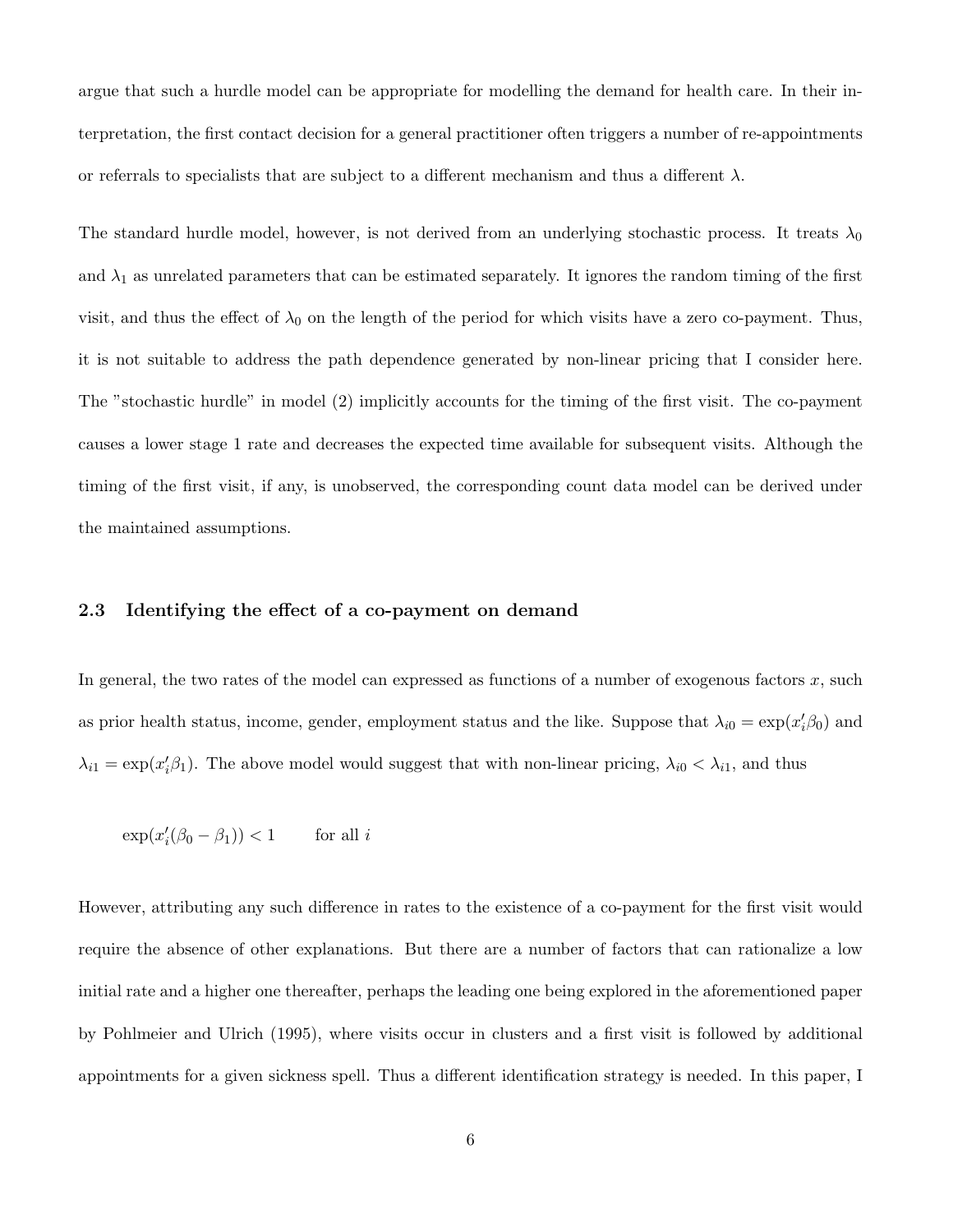argue that such a hurdle model can be appropriate for modelling the demand for health care. In their interpretation, the first contact decision for a general practitioner often triggers a number of re-appointments or referrals to specialists that are subject to a different mechanism and thus a different $\lambda$.

The standard hurdle model, however, is not derived from an underlying stochastic process. It treats $\lambda_0$ and $\lambda_1$ as unrelated parameters that can be estimated separately. It ignores the random timing of the first visit, and thus the effect of $\lambda_0$ on the length of the period for which visits have a zero co-payment. Thus, it is not suitable to address the path dependence generated by non-linear pricing that I consider here. The "stochastic hurdle" in model (2) implicitly accounts for the timing of the first visit. The co-payment causes a lower stage 1 rate and decreases the expected time available for subsequent visits. Although the timing of the first visit, if any, is unobserved, the corresponding count data model can be derived under the maintained assumptions.

### 2.3 Identifying the effect of a co-payment on demand

In general, the two rates of the model can expressed as functions of a number of exogenous factors $x$, such as prior health status, income, gender, employment status and the like. Suppose that $\lambda_{i0} = \exp(x_i'\beta_0)$ and $\lambda_{i1} = \exp(x_i'\beta_1)$. The above model would suggest that with non-linear pricing, $\lambda_{i0} < \lambda_{i1}$, and thus

$$\exp(x_i'(\beta_0 - \beta_1)) < 1 \qquad \text{for all } i$$

However, attributing any such difference in rates to the existence of a co-payment for the first visit would require the absence of other explanations. But there are a number of factors that can rationalize a low initial rate and a higher one thereafter, perhaps the leading one being explored in the aforementioned paper by Pohlmeier and Ulrich (1995), where visits occur in clusters and a first visit is followed by additional appointments for a given sickness spell. Thus a different identification strategy is needed. In this paper, I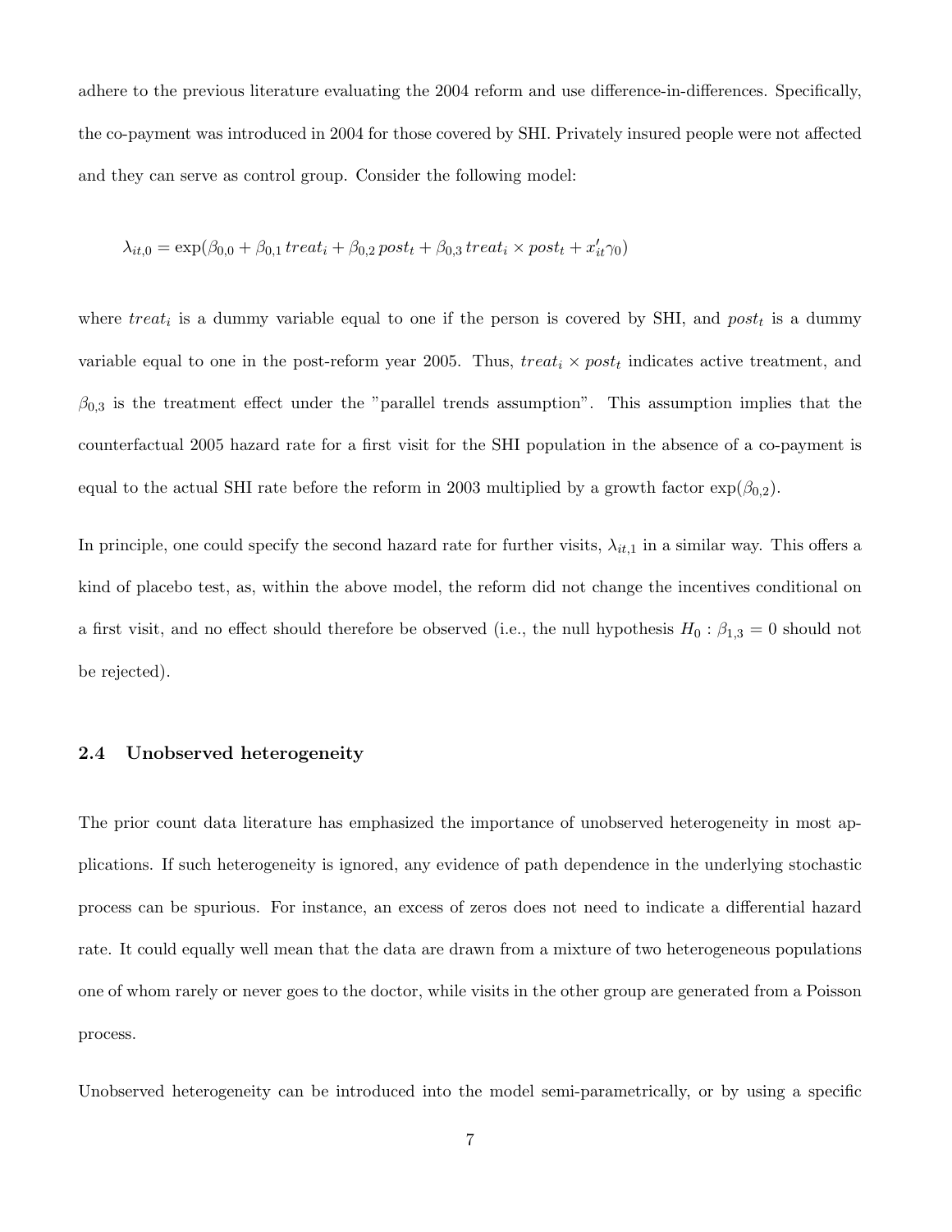adhere to the previous literature evaluating the 2004 reform and use difference-in-differences. Specifically, the co-payment was introduced in 2004 for those covered by SHI. Privately insured people were not affected and they can serve as control group. Consider the following model:

$$\lambda_{it,0} = \exp(\beta_{0,0} + \beta_{0,1}\, treat_i + \beta_{0,2}\, post_t + \beta_{0,3}\, treat_i \times post_t + x_{it}'\gamma_0)$$

where $treat_i$ is a dummy variable equal to one if the person is covered by SHI, and $post_t$ is a dummy variable equal to one in the post-reform year 2005. Thus, $treat_i \times post_t$ indicates active treatment, and $\beta_{0,3}$ is the treatment effect under the "parallel trends assumption". This assumption implies that the counterfactual 2005 hazard rate for a first visit for the SHI population in the absence of a co-payment is equal to the actual SHI rate before the reform in 2003 multiplied by a growth factor $\exp(\beta_{0,2})$.

In principle, one could specify the second hazard rate for further visits, $\lambda_{it,1}$ in a similar way. This offers a kind of placebo test, as, within the above model, the reform did not change the incentives conditional on a first visit, and no effect should therefore be observed (i.e., the null hypothesis $H_0 : \beta_{1,3} = 0$ should not be rejected).

### 2.4 Unobserved heterogeneity

The prior count data literature has emphasized the importance of unobserved heterogeneity in most applications. If such heterogeneity is ignored, any evidence of path dependence in the underlying stochastic process can be spurious. For instance, an excess of zeros does not need to indicate a differential hazard rate. It could equally well mean that the data are drawn from a mixture of two heterogeneous populations one of whom rarely or never goes to the doctor, while visits in the other group are generated from a Poisson process.

Unobserved heterogeneity can be introduced into the model semi-parametrically, or by using a specific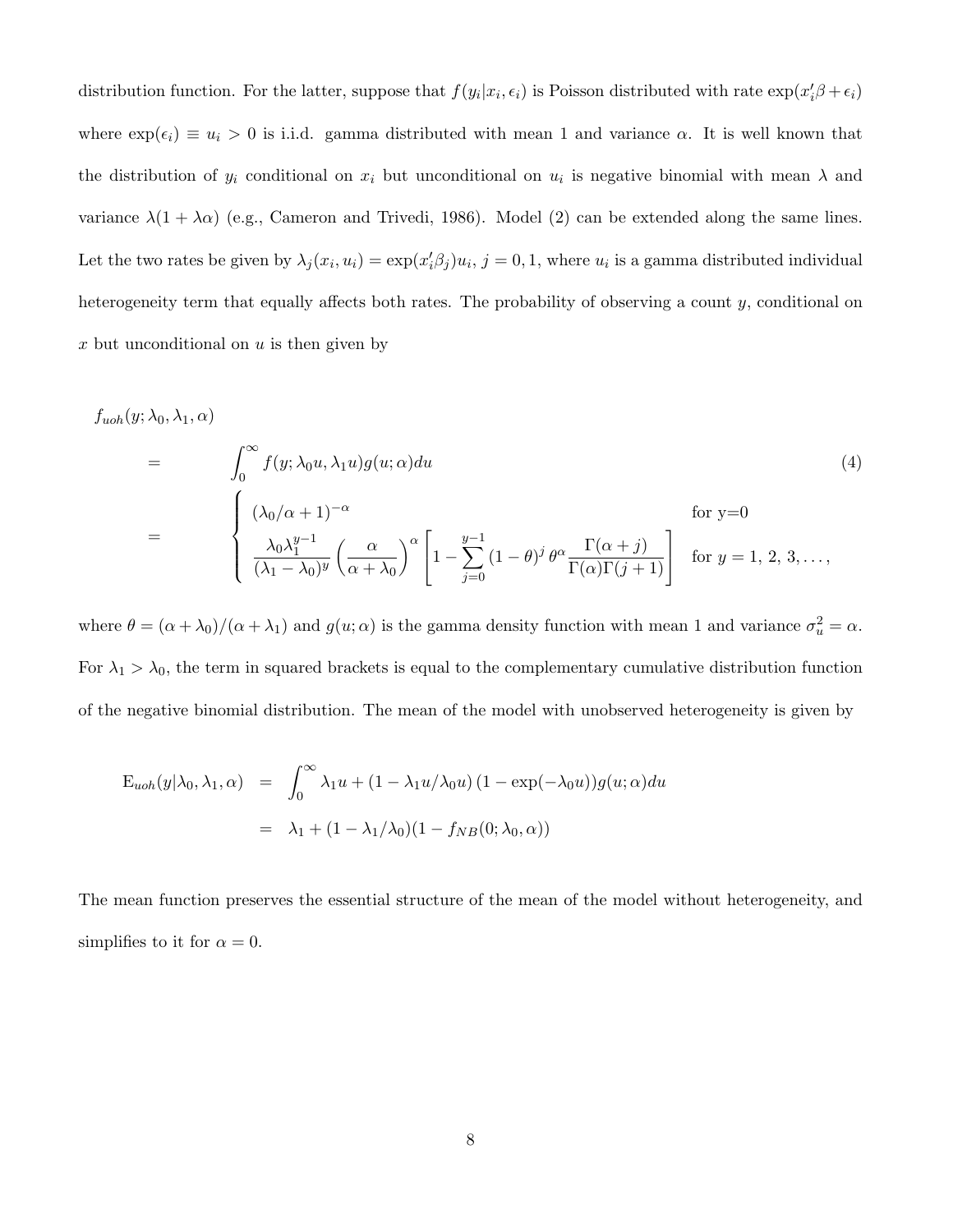distribution function. For the latter, suppose that $f(y_i|x_i, \epsilon_i)$ is Poisson distributed with rate $\exp(x_i'\beta + \epsilon_i)$ where $\exp(\epsilon_i) \equiv u_i > 0$ is i.i.d. gamma distributed with mean 1 and variance $\alpha$. It is well known that the distribution of $y_i$ conditional on $x_i$ but unconditional on $u_i$ is negative binomial with mean $\lambda$ and variance $\lambda(1 + \lambda\alpha)$ (e.g., Cameron and Trivedi, 1986). Model (2) can be extended along the same lines. Let the two rates be given by $\lambda_j(x_i, u_i) = \exp(x_i'\beta_j)u_i$, $j = 0, 1$, where $u_i$ is a gamma distributed individual heterogeneity term that equally affects both rates. The probability of observing a count $y$, conditional on $x$ but unconditional on $u$ is then given by

$$
\begin{aligned}
& f_{uoh}(y; \lambda_0, \lambda_1, \alpha) \\
= \quad & \int_0^\infty f(y; \lambda_0 u, \lambda_1 u) g(u; \alpha) du \qquad (4) \\
= \quad & \begin{cases} (\lambda_0/\alpha + 1)^{-\alpha} & \text{for y=0} \\ \dfrac{\lambda_0 \lambda_1^{y-1}}{(\lambda_1 - \lambda_0)^y} \left(\dfrac{\alpha}{\alpha + \lambda_0}\right)^\alpha \left[1 - \displaystyle\sum_{j=0}^{y-1} (1-\theta)^j \, \theta^\alpha \frac{\Gamma(\alpha + j)}{\Gamma(\alpha)\Gamma(j+1)}\right] & \text{for } y = 1,\, 2,\, 3, \ldots, \end{cases}
\end{aligned}
$$

where $\theta = (\alpha + \lambda_0)/(\alpha + \lambda_1)$ and $g(u; \alpha)$ is the gamma density function with mean 1 and variance $\sigma_u^2 = \alpha$. For $\lambda_1 > \lambda_0$, the term in squared brackets is equal to the complementary cumulative distribution function of the negative binomial distribution. The mean of the model with unobserved heterogeneity is given by

$$
\begin{aligned}
\mathrm{E}_{uoh}(y|\lambda_0, \lambda_1, \alpha) &= \int_0^\infty \lambda_1 u + (1 - \lambda_1 u/\lambda_0 u)\,(1 - \exp(-\lambda_0 u)) g(u; \alpha) du \\
&= \lambda_1 + (1 - \lambda_1/\lambda_0)(1 - f_{NB}(0; \lambda_0, \alpha))
\end{aligned}
$$

The mean function preserves the essential structure of the mean of the model without heterogeneity, and simplifies to it for $\alpha = 0$.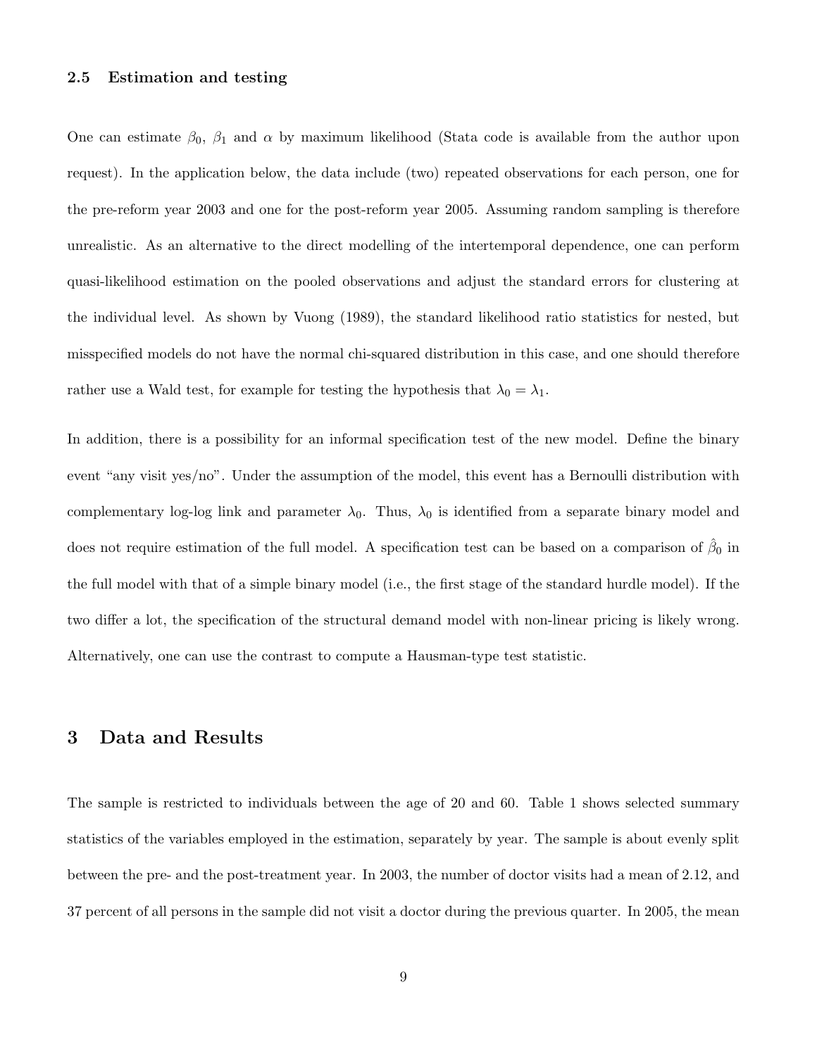### 2.5 Estimation and testing

One can estimate $\beta_0$, $\beta_1$ and $\alpha$ by maximum likelihood (Stata code is available from the author upon request). In the application below, the data include (two) repeated observations for each person, one for the pre-reform year 2003 and one for the post-reform year 2005. Assuming random sampling is therefore unrealistic. As an alternative to the direct modelling of the intertemporal dependence, one can perform quasi-likelihood estimation on the pooled observations and adjust the standard errors for clustering at the individual level. As shown by Vuong (1989), the standard likelihood ratio statistics for nested, but misspecified models do not have the normal chi-squared distribution in this case, and one should therefore rather use a Wald test, for example for testing the hypothesis that $\lambda_0 = \lambda_1$.

In addition, there is a possibility for an informal specification test of the new model. Define the binary event "any visit yes/no". Under the assumption of the model, this event has a Bernoulli distribution with complementary log-log link and parameter $\lambda_0$. Thus, $\lambda_0$ is identified from a separate binary model and does not require estimation of the full model. A specification test can be based on a comparison of $\hat{\beta}_0$ in the full model with that of a simple binary model (i.e., the first stage of the standard hurdle model). If the two differ a lot, the specification of the structural demand model with non-linear pricing is likely wrong. Alternatively, one can use the contrast to compute a Hausman-type test statistic.

## 3 Data and Results

The sample is restricted to individuals between the age of 20 and 60. Table 1 shows selected summary statistics of the variables employed in the estimation, separately by year. The sample is about evenly split between the pre- and the post-treatment year. In 2003, the number of doctor visits had a mean of 2.12, and 37 percent of all persons in the sample did not visit a doctor during the previous quarter. In 2005, the mean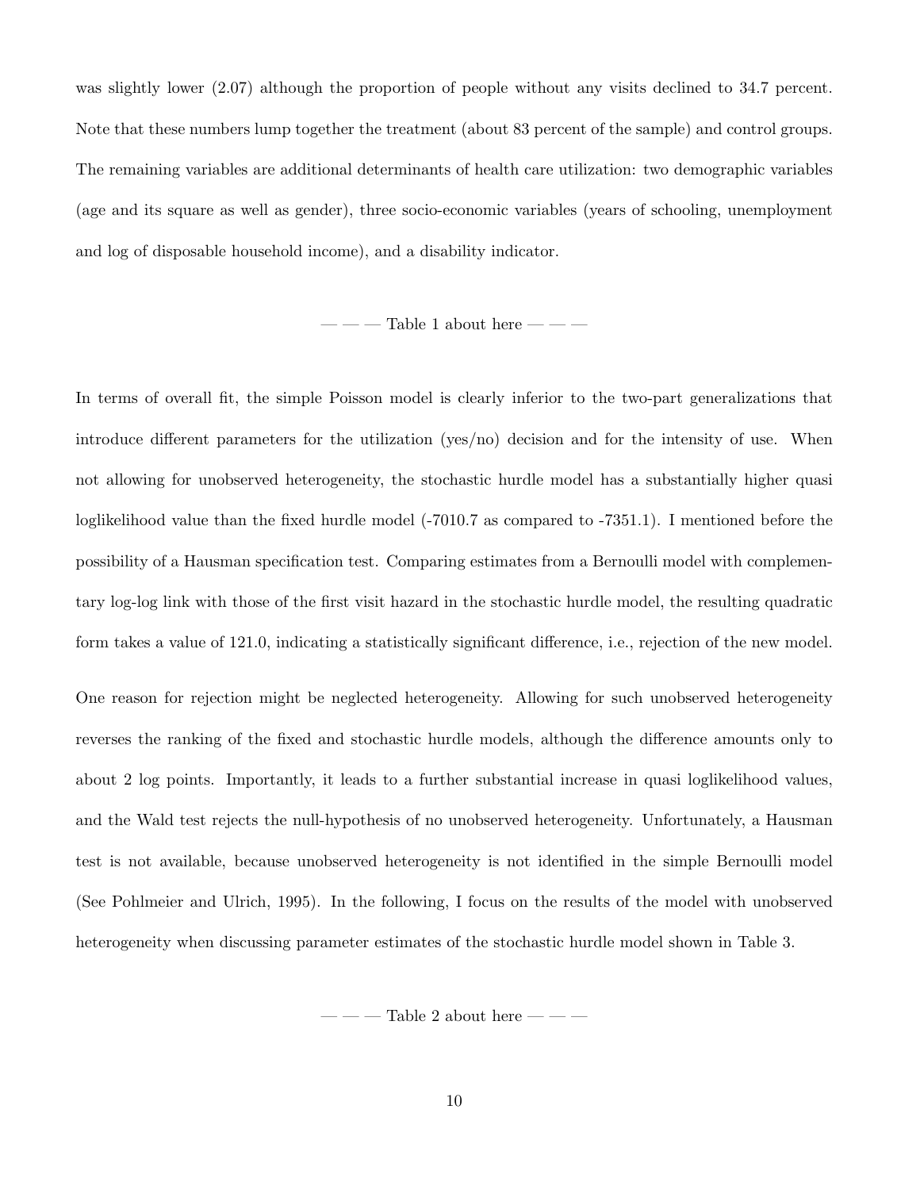was slightly lower (2.07) although the proportion of people without any visits declined to 34.7 percent. Note that these numbers lump together the treatment (about 83 percent of the sample) and control groups. The remaining variables are additional determinants of health care utilization: two demographic variables (age and its square as well as gender), three socio-economic variables (years of schooling, unemployment and log of disposable household income), and a disability indicator.

— — — Table 1 about here — — —

In terms of overall fit, the simple Poisson model is clearly inferior to the two-part generalizations that introduce different parameters for the utilization (yes/no) decision and for the intensity of use. When not allowing for unobserved heterogeneity, the stochastic hurdle model has a substantially higher quasi loglikelihood value than the fixed hurdle model (-7010.7 as compared to -7351.1). I mentioned before the possibility of a Hausman specification test. Comparing estimates from a Bernoulli model with complementary log-log link with those of the first visit hazard in the stochastic hurdle model, the resulting quadratic form takes a value of 121.0, indicating a statistically significant difference, i.e., rejection of the new model.

One reason for rejection might be neglected heterogeneity. Allowing for such unobserved heterogeneity reverses the ranking of the fixed and stochastic hurdle models, although the difference amounts only to about 2 log points. Importantly, it leads to a further substantial increase in quasi loglikelihood values, and the Wald test rejects the null-hypothesis of no unobserved heterogeneity. Unfortunately, a Hausman test is not available, because unobserved heterogeneity is not identified in the simple Bernoulli model (See Pohlmeier and Ulrich, 1995). In the following, I focus on the results of the model with unobserved heterogeneity when discussing parameter estimates of the stochastic hurdle model shown in Table 3.

— — — Table 2 about here — — —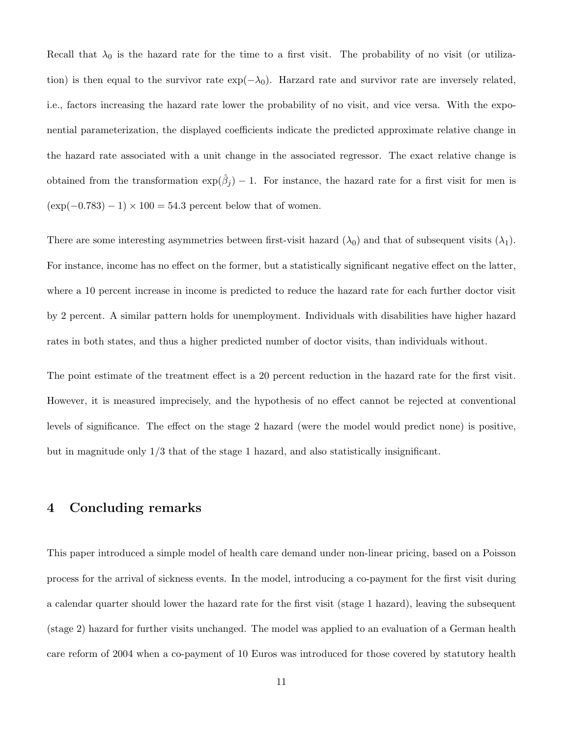Recall that $\lambda_0$ is the hazard rate for the time to a first visit. The probability of no visit (or utilization) is then equal to the survivor rate $\exp(-\lambda_0)$. Harzard rate and survivor rate are inversely related, i.e., factors increasing the hazard rate lower the probability of no visit, and vice versa. With the exponential parameterization, the displayed coefficients indicate the predicted approximate relative change in the hazard rate associated with a unit change in the associated regressor. The exact relative change is obtained from the transformation $\exp(\hat{\beta}_j) - 1$. For instance, the hazard rate for a first visit for men is $(\exp(-0.783) - 1) \times 100 = 54.3$ percent below that of women.

There are some interesting asymmetries between first-visit hazard ($\lambda_0$) and that of subsequent visits ($\lambda_1$). For instance, income has no effect on the former, but a statistically significant negative effect on the latter, where a 10 percent increase in income is predicted to reduce the hazard rate for each further doctor visit by 2 percent. A similar pattern holds for unemployment. Individuals with disabilities have higher hazard rates in both states, and thus a higher predicted number of doctor visits, than individuals without.

The point estimate of the treatment effect is a 20 percent reduction in the hazard rate for the first visit. However, it is measured imprecisely, and the hypothesis of no effect cannot be rejected at conventional levels of significance. The effect on the stage 2 hazard (were the model would predict none) is positive, but in magnitude only 1/3 that of the stage 1 hazard, and also statistically insignificant.

## 4 Concluding remarks

This paper introduced a simple model of health care demand under non-linear pricing, based on a Poisson process for the arrival of sickness events. In the model, introducing a co-payment for the first visit during a calendar quarter should lower the hazard rate for the first visit (stage 1 hazard), leaving the subsequent (stage 2) hazard for further visits unchanged. The model was applied to an evaluation of a German health care reform of 2004 when a co-payment of 10 Euros was introduced for those covered by statutory health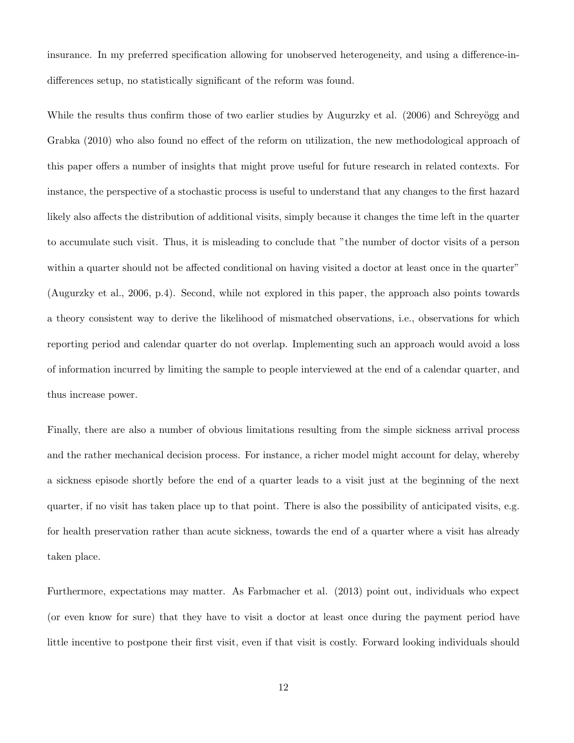insurance. In my preferred specification allowing for unobserved heterogeneity, and using a difference-in-differences setup, no statistically significant of the reform was found.

While the results thus confirm those of two earlier studies by Augurzky et al. (2006) and Schreyögg and Grabka (2010) who also found no effect of the reform on utilization, the new methodological approach of this paper offers a number of insights that might prove useful for future research in related contexts. For instance, the perspective of a stochastic process is useful to understand that any changes to the first hazard likely also affects the distribution of additional visits, simply because it changes the time left in the quarter to accumulate such visit. Thus, it is misleading to conclude that "the number of doctor visits of a person within a quarter should not be affected conditional on having visited a doctor at least once in the quarter" (Augurzky et al., 2006, p.4). Second, while not explored in this paper, the approach also points towards a theory consistent way to derive the likelihood of mismatched observations, i.e., observations for which reporting period and calendar quarter do not overlap. Implementing such an approach would avoid a loss of information incurred by limiting the sample to people interviewed at the end of a calendar quarter, and thus increase power.

Finally, there are also a number of obvious limitations resulting from the simple sickness arrival process and the rather mechanical decision process. For instance, a richer model might account for delay, whereby a sickness episode shortly before the end of a quarter leads to a visit just at the beginning of the next quarter, if no visit has taken place up to that point. There is also the possibility of anticipated visits, e.g. for health preservation rather than acute sickness, towards the end of a quarter where a visit has already taken place.

Furthermore, expectations may matter. As Farbmacher et al. (2013) point out, individuals who expect (or even know for sure) that they have to visit a doctor at least once during the payment period have little incentive to postpone their first visit, even if that visit is costly. Forward looking individuals should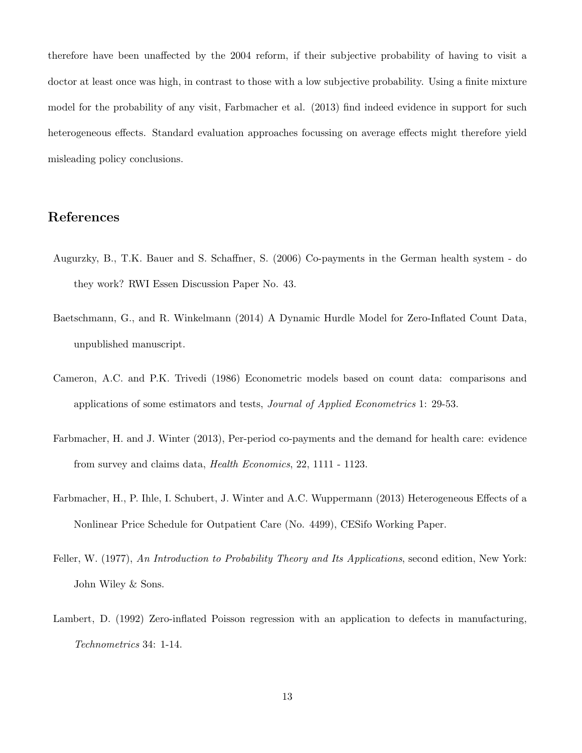therefore have been unaffected by the 2004 reform, if their subjective probability of having to visit a doctor at least once was high, in contrast to those with a low subjective probability. Using a finite mixture model for the probability of any visit, Farbmacher et al. (2013) find indeed evidence in support for such heterogeneous effects. Standard evaluation approaches focussing on average effects might therefore yield misleading policy conclusions.

## References

Augurzky, B., T.K. Bauer and S. Schaffner, S. (2006) Co-payments in the German health system - do they work? RWI Essen Discussion Paper No. 43.

Baetschmann, G., and R. Winkelmann (2014) A Dynamic Hurdle Model for Zero-Inflated Count Data, unpublished manuscript.

Cameron, A.C. and P.K. Trivedi (1986) Econometric models based on count data: comparisons and applications of some estimators and tests, *Journal of Applied Econometrics* 1: 29-53.

Farbmacher, H. and J. Winter (2013), Per-period co-payments and the demand for health care: evidence from survey and claims data, *Health Economics*, 22, 1111 - 1123.

Farbmacher, H., P. Ihle, I. Schubert, J. Winter and A.C. Wuppermann (2013) Heterogeneous Effects of a Nonlinear Price Schedule for Outpatient Care (No. 4499), CESifo Working Paper.

Feller, W. (1977), *An Introduction to Probability Theory and Its Applications*, second edition, New York: John Wiley & Sons.

Lambert, D. (1992) Zero-inflated Poisson regression with an application to defects in manufacturing, *Technometrics* 34: 1-14.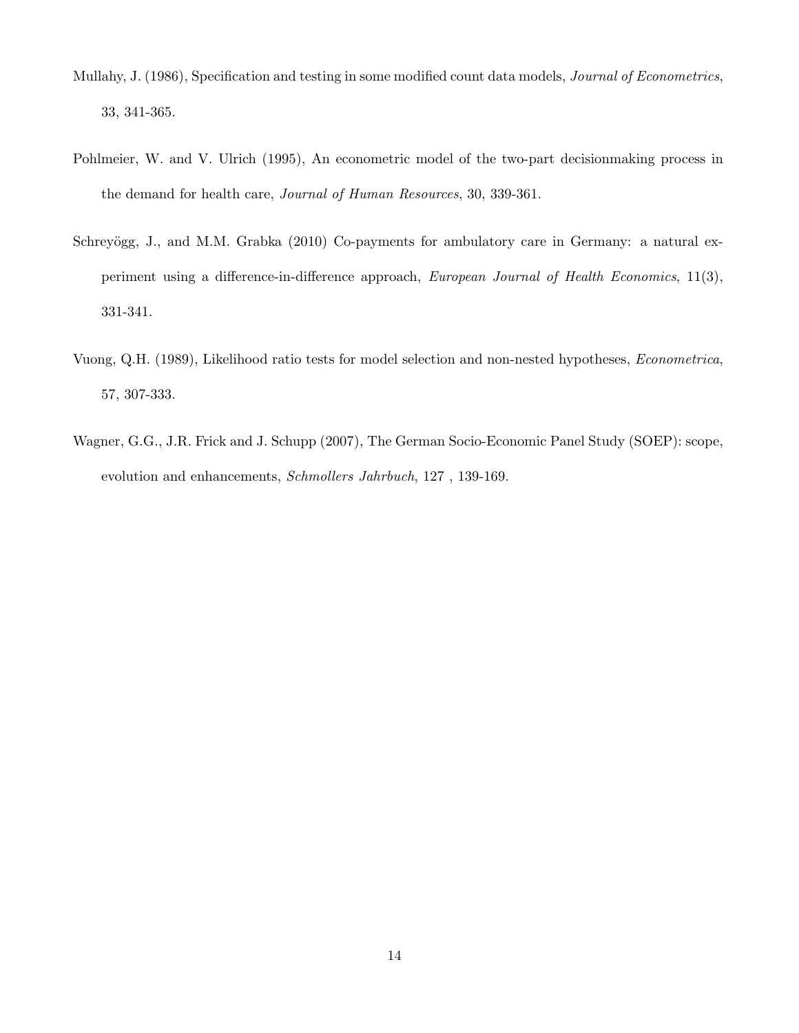Mullahy, J. (1986), Specification and testing in some modified count data models, *Journal of Econometrics*, 33, 341-365.

Pohlmeier, W. and V. Ulrich (1995), An econometric model of the two-part decisionmaking process in the demand for health care, *Journal of Human Resources*, 30, 339-361.

Schreyögg, J., and M.M. Grabka (2010) Co-payments for ambulatory care in Germany: a natural experiment using a difference-in-difference approach, *European Journal of Health Economics*, 11(3), 331-341.

Vuong, Q.H. (1989), Likelihood ratio tests for model selection and non-nested hypotheses, *Econometrica*, 57, 307-333.

Wagner, G.G., J.R. Frick and J. Schupp (2007), The German Socio-Economic Panel Study (SOEP): scope, evolution and enhancements, *Schmollers Jahrbuch*, 127 , 139-169.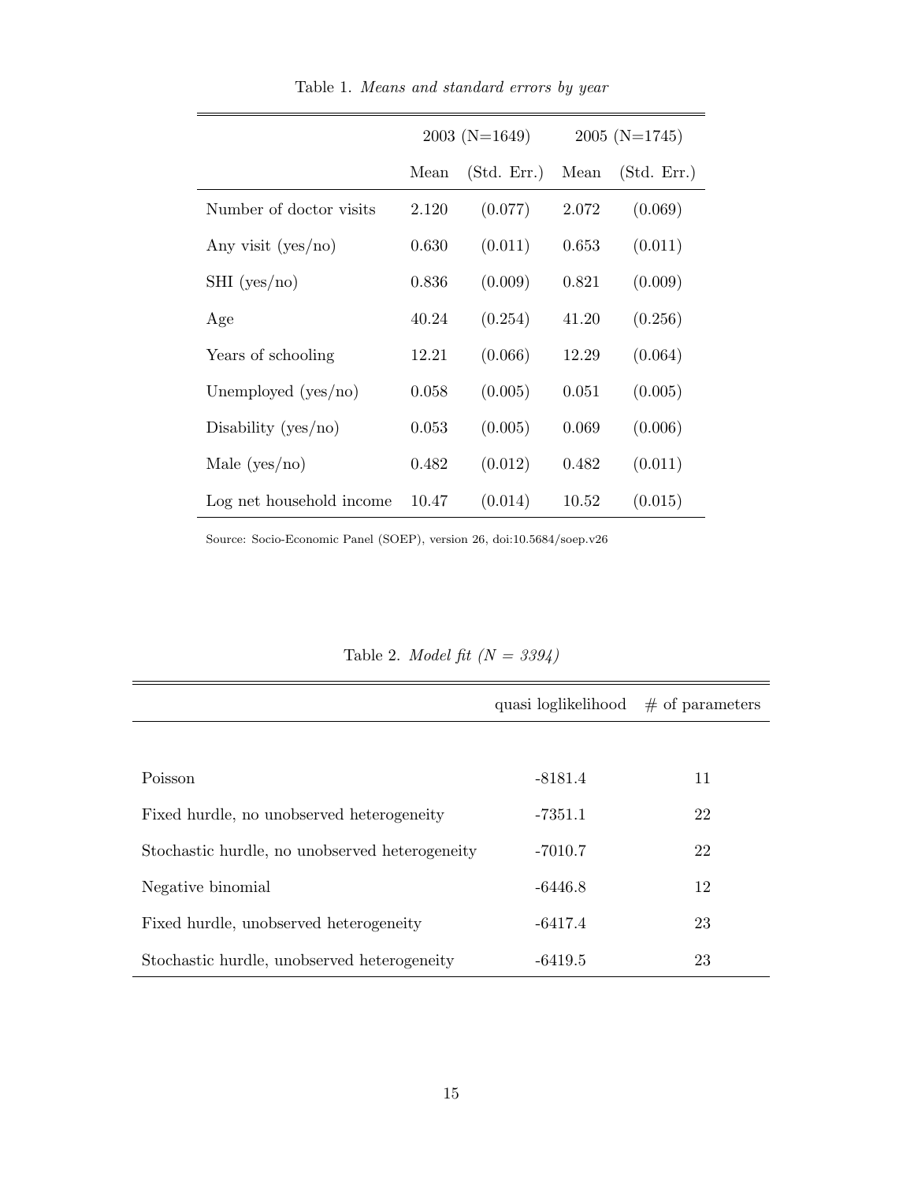Table 1. *Means and standard errors by year*

| | 2003 (N=1649) | | 2005 (N=1745) | |
|---|---|---|---|---|
| | Mean | (Std. Err.) | Mean | (Std. Err.) |
| Number of doctor visits | 2.120 | (0.077) | 2.072 | (0.069) |
| Any visit (yes/no) | 0.630 | (0.011) | 0.653 | (0.011) |
| SHI (yes/no) | 0.836 | (0.009) | 0.821 | (0.009) |
| Age | 40.24 | (0.254) | 41.20 | (0.256) |
| Years of schooling | 12.21 | (0.066) | 12.29 | (0.064) |
| Unemployed (yes/no) | 0.058 | (0.005) | 0.051 | (0.005) |
| Disability (yes/no) | 0.053 | (0.005) | 0.069 | (0.006) |
| Male (yes/no) | 0.482 | (0.012) | 0.482 | (0.011) |
| Log net household income | 10.47 | (0.014) | 10.52 | (0.015) |

Source: Socio-Economic Panel (SOEP), version 26, doi:10.5684/soep.v26

Table 2. *Model fit (N = 3394)*

| | quasi loglikelihood | # of parameters |
|---|---|---|
| Poisson | -8181.4 | 11 |
| Fixed hurdle, no unobserved heterogeneity | -7351.1 | 22 |
| Stochastic hurdle, no unobserved heterogeneity | -7010.7 | 22 |
| Negative binomial | -6446.8 | 12 |
| Fixed hurdle, unobserved heterogeneity | -6417.4 | 23 |
| Stochastic hurdle, unobserved heterogeneity | -6419.5 | 23 |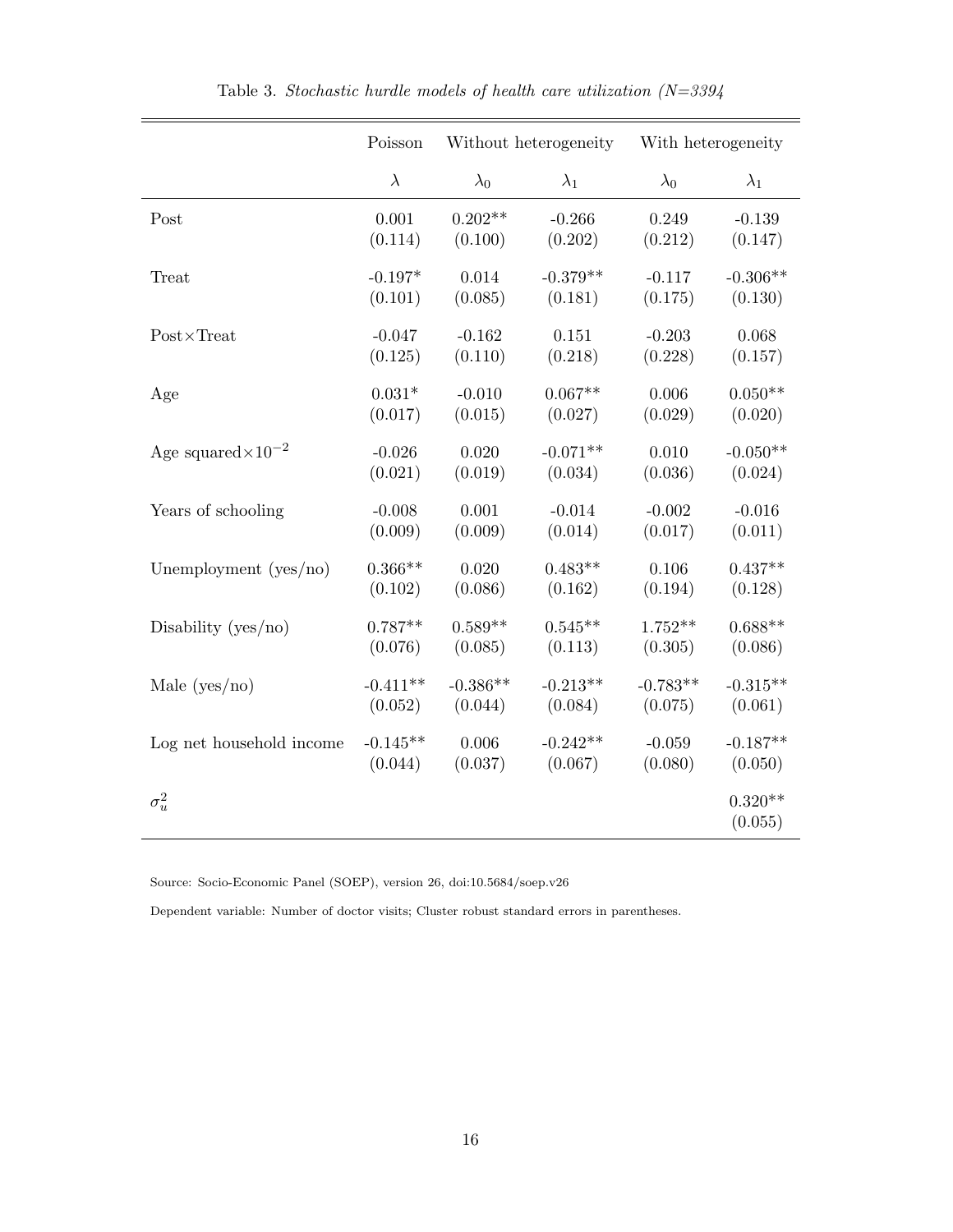Table 3. *Stochastic hurdle models of health care utilization (N=3394*

| | Poisson | Without heterogeneity | | With heterogeneity | |
|---|---|---|---|---|---|
| | $\lambda$ | $\lambda_0$ | $\lambda_1$ | $\lambda_0$ | $\lambda_1$ |
| Post | 0.001 | 0.202** | -0.266 | 0.249 | -0.139 |
| | (0.114) | (0.100) | (0.202) | (0.212) | (0.147) |
| Treat | -0.197* | 0.014 | -0.379** | -0.117 | -0.306** |
| | (0.101) | (0.085) | (0.181) | (0.175) | (0.130) |
| Post×Treat | -0.047 | -0.162 | 0.151 | -0.203 | 0.068 |
| | (0.125) | (0.110) | (0.218) | (0.228) | (0.157) |
| Age | 0.031* | -0.010 | 0.067** | 0.006 | 0.050** |
| | (0.017) | (0.015) | (0.027) | (0.029) | (0.020) |
| Age squared$\times 10^{-2}$ | -0.026 | 0.020 | -0.071** | 0.010 | -0.050** |
| | (0.021) | (0.019) | (0.034) | (0.036) | (0.024) |
| Years of schooling | -0.008 | 0.001 | -0.014 | -0.002 | -0.016 |
| | (0.009) | (0.009) | (0.014) | (0.017) | (0.011) |
| Unemployment (yes/no) | 0.366** | 0.020 | 0.483** | 0.106 | 0.437** |
| | (0.102) | (0.086) | (0.162) | (0.194) | (0.128) |
| Disability (yes/no) | 0.787** | 0.589** | 0.545** | 1.752** | 0.688** |
| | (0.076) | (0.085) | (0.113) | (0.305) | (0.086) |
| Male (yes/no) | -0.411** | -0.386** | -0.213** | -0.783** | -0.315** |
| | (0.052) | (0.044) | (0.084) | (0.075) | (0.061) |
| Log net household income | -0.145** | 0.006 | -0.242** | -0.059 | -0.187** |
| | (0.044) | (0.037) | (0.067) | (0.080) | (0.050) |
| $\sigma_u^2$ | | | | | 0.320** |
| | | | | | (0.055) |

Source: Socio-Economic Panel (SOEP), version 26, doi:10.5684/soep.v26

Dependent variable: Number of doctor visits; Cluster robust standard errors in parentheses.